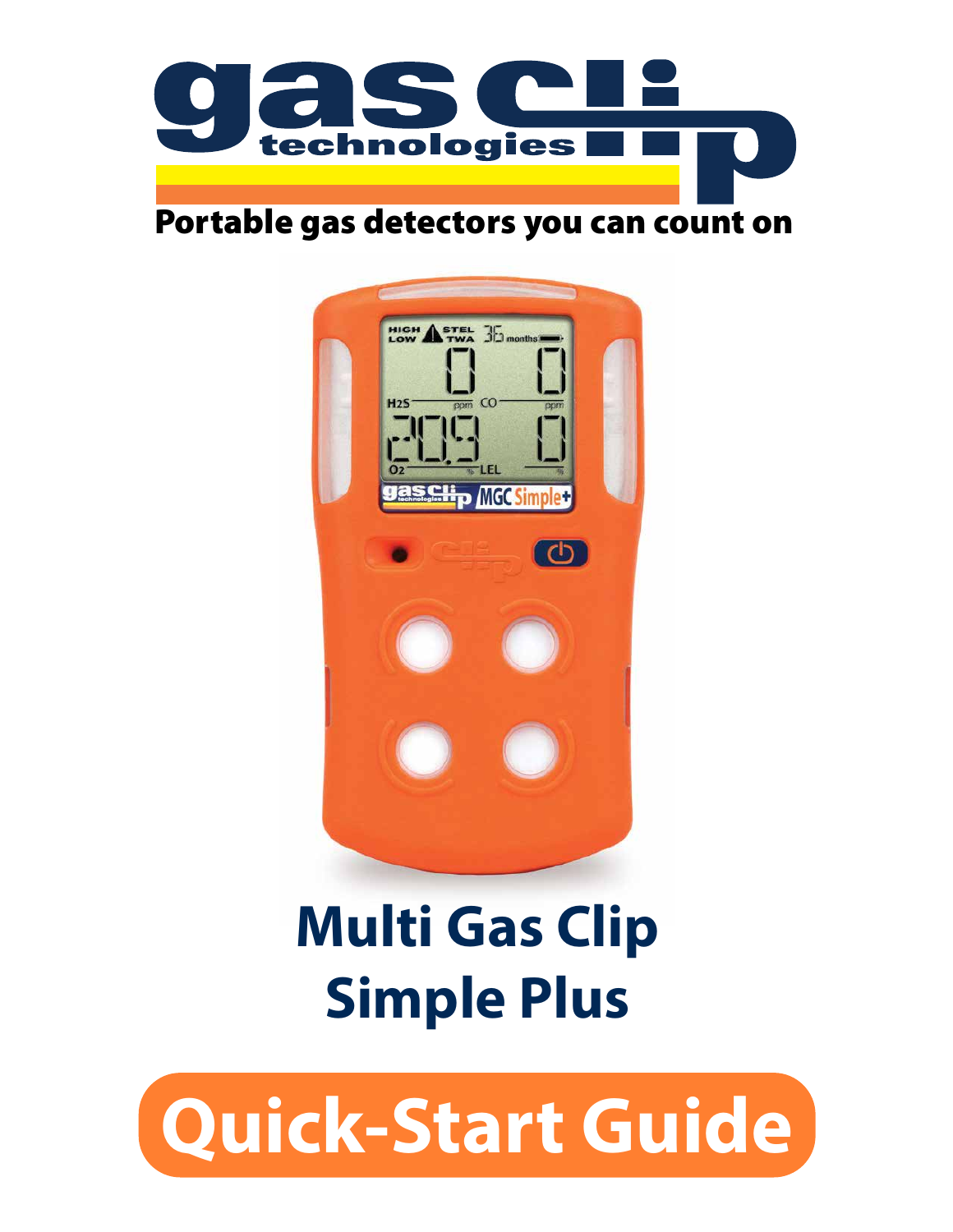gas clip technologies

Portable gas detectors you can count on

# Multi Gas Clip Simple Plus

# Quick-Start Guide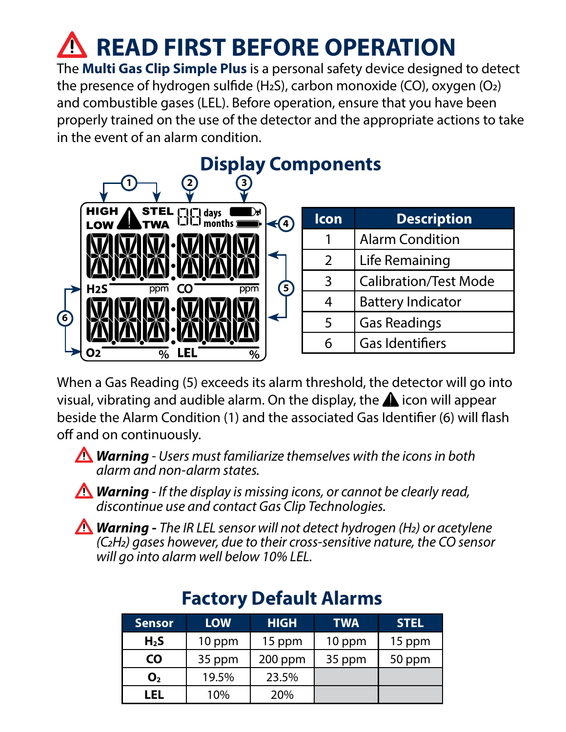# ⚠ READ FIRST BEFORE OPERATION

The **Multi Gas Clip Simple Plus** is a personal safety device designed to detect the presence of hydrogen sulfide ($H_2S$), carbon monoxide (CO), oxygen ($O_2$) and combustible gases (LEL). Before operation, ensure that you have been properly trained on the use of the detector and the appropriate actions to take in the event of an alarm condition.

## Display Components

| Icon | Description |
|---|---|
| 1 | Alarm Condition |
| 2 | Life Remaining |
| 3 | Calibration/Test Mode |
| 4 | Battery Indicator |
| 5 | Gas Readings |
| 6 | Gas Identifiers |

When a Gas Reading (5) exceeds its alarm threshold, the detector will go into visual, vibrating and audible alarm. On the display, the ⚠ icon will appear beside the Alarm Condition (1) and the associated Gas Identifier (6) will flash off and on continuously.

⚠ ***Warning*** *- Users must familiarize themselves with the icons in both alarm and non-alarm states.*

⚠ ***Warning*** *- If the display is missing icons, or cannot be clearly read, discontinue use and contact Gas Clip Technologies.*

⚠ ***Warning -*** *The IR LEL sensor will not detect hydrogen ($H_2$) or acetylene ($C_2H_2$) gases however, due to their cross-sensitive nature, the CO sensor will go into alarm well below 10% LEL.*

## Factory Default Alarms

| Sensor | LOW | HIGH | TWA | STEL |
|---|---|---|---|---|
| $H_2S$ | 10 ppm | 15 ppm | 10 ppm | 15 ppm |
| CO | 35 ppm | 200 ppm | 35 ppm | 50 ppm |
| $O_2$ | 19.5% | 23.5% | | |
| LEL | 10% | 20% | | |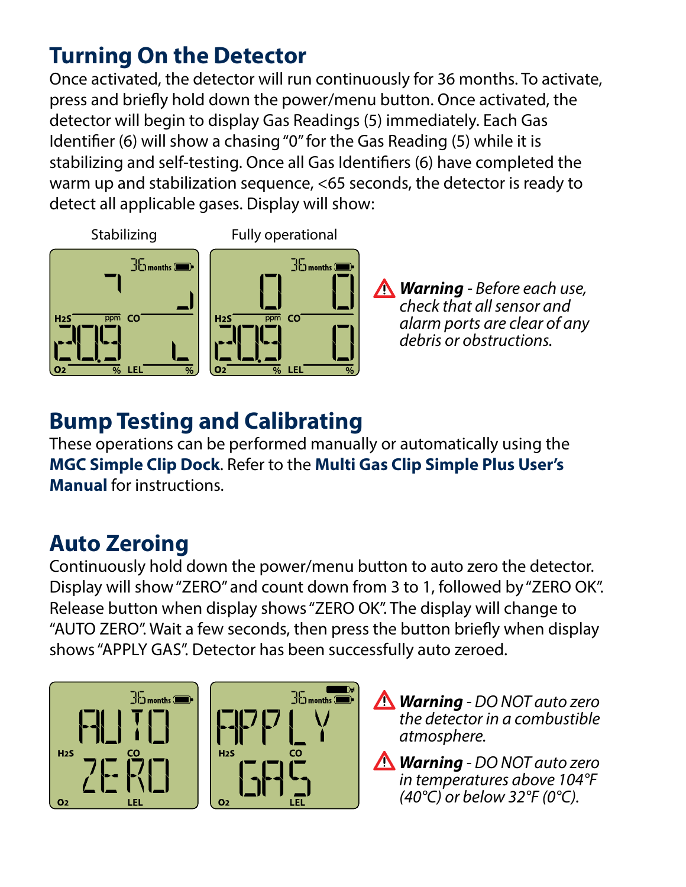## Turning On the Detector

Once activated, the detector will run continuously for 36 months. To activate, press and briefly hold down the power/menu button. Once activated, the detector will begin to display Gas Readings (5) immediately. Each Gas Identifier (6) will show a chasing "0" for the Gas Reading (5) while it is stabilizing and self-testing. Once all Gas Identifiers (6) have completed the warm up and stabilization sequence, <65 seconds, the detector is ready to detect all applicable gases. Display will show:

Stabilizing

Fully operational

⚠ ***Warning*** *- Before each use, check that all sensor and alarm ports are clear of any debris or obstructions.*

## Bump Testing and Calibrating

These operations can be performed manually or automatically using the **MGC Simple Clip Dock**. Refer to the **Multi Gas Clip Simple Plus User's Manual** for instructions.

## Auto Zeroing

Continuously hold down the power/menu button to auto zero the detector. Display will show "ZERO" and count down from 3 to 1, followed by "ZERO OK". Release button when display shows "ZERO OK". The display will change to "AUTO ZERO". Wait a few seconds, then press the button briefly when display shows "APPLY GAS". Detector has been successfully auto zeroed.

⚠ ***Warning*** *- DO NOT auto zero the detector in a combustible atmosphere.*

⚠ ***Warning*** *- DO NOT auto zero in temperatures above 104°F (40°C) or below 32°F (0°C).*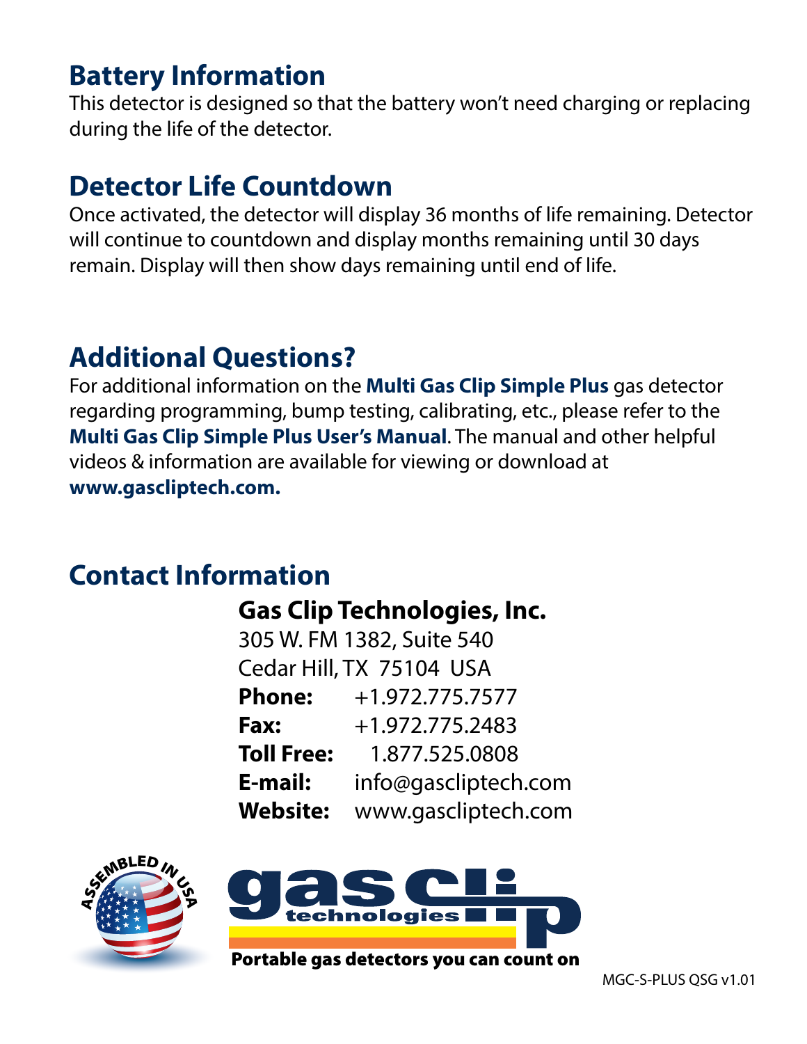## Battery Information

This detector is designed so that the battery won't need charging or replacing during the life of the detector.

## Detector Life Countdown

Once activated, the detector will display 36 months of life remaining. Detector will continue to countdown and display months remaining until 30 days remain. Display will then show days remaining until end of life.

## Additional Questions?

For additional information on the **Multi Gas Clip Simple Plus** gas detector regarding programming, bump testing, calibrating, etc., please refer to the **Multi Gas Clip Simple Plus User's Manual**. The manual and other helpful videos & information are available for viewing or download at **www.gascliptech.com.**

## Contact Information

**Gas Clip Technologies, Inc.**
305 W. FM 1382, Suite 540
Cedar Hill, TX 75104 USA
**Phone:** +1.972.775.7577
**Fax:** +1.972.775.2483
**Toll Free:** 1.877.525.0808
**E-mail:** info@gascliptech.com
**Website:** www.gascliptech.com

ASSEMBLED IN USA

gas clip technologies

**Portable gas detectors you can count on**

MGC-S-PLUS QSG v1.01